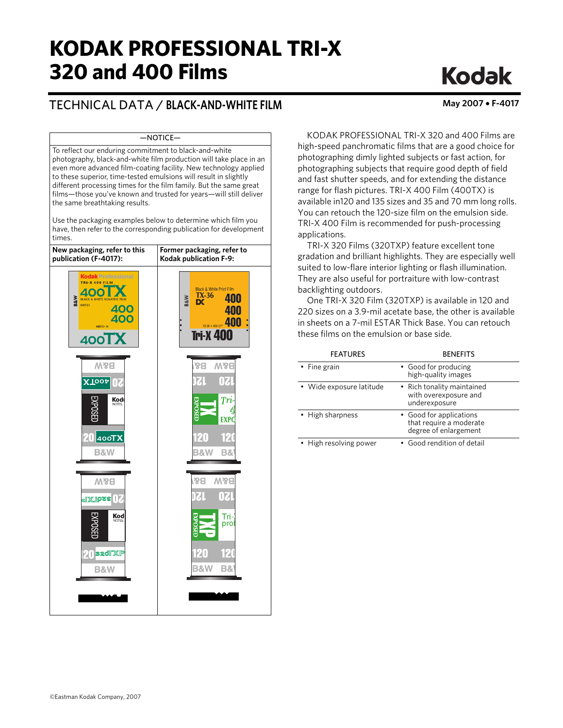# KODAK PROFESSIONAL TRI-X 320 and 400 Films

## TECHNICAL DATA / BLACK-AND-WHITE FILM

May 2007 • F-4017

| —NOTICE— | |
|---|---|
| To reflect our enduring commitment to black-and-white photography, black-and-white film production will take place in an even more advanced film-coating facility. New technology applied to these superior, time-tested emulsions will result in slightly different processing times for the film family. But the same great films—those you've known and trusted for years—will still deliver the same breathtaking results.<br><br>Use the packaging examples below to determine which film you have, then refer to the corresponding publication for development times. | |
| **New packaging, refer to this publication (F-4017):** | **Former packaging, refer to Kodak publication F-9:** |

KODAK PROFESSIONAL TRI-X 320 and 400 Films are high-speed panchromatic films that are a good choice for photographing dimly lighted subjects or fast action, for photographing subjects that require good depth of field and fast shutter speeds, and for extending the distance range for flash pictures. TRI-X 400 Film (400TX) is available in120 and 135 sizes and 35 and 70 mm long rolls. You can retouch the 120-size film on the emulsion side. TRI-X 400 Film is recommended for push-processing applications.

TRI-X 320 Films (320TXP) feature excellent tone gradation and brilliant highlights. They are especially well suited to low-flare interior lighting or flash illumination. They are also useful for portraiture with low-contrast backlighting outdoors.

One TRI-X 320 Film (320TXP) is available in 120 and 220 sizes on a 3.9-mil acetate base, the other is available in sheets on a 7-mil ESTAR Thick Base. You can retouch these films on the emulsion or base side.

| FEATURES | BENEFITS |
|---|---|
| • Fine grain | • Good for producing high-quality images |
| • Wide exposure latitude | • Rich tonality maintained with overexposure and underexposure |
| • High sharpness | • Good for applications that require a moderate degree of enlargement |
| • High resolving power | • Good rendition of detail |

©Eastman Kodak Company, 2007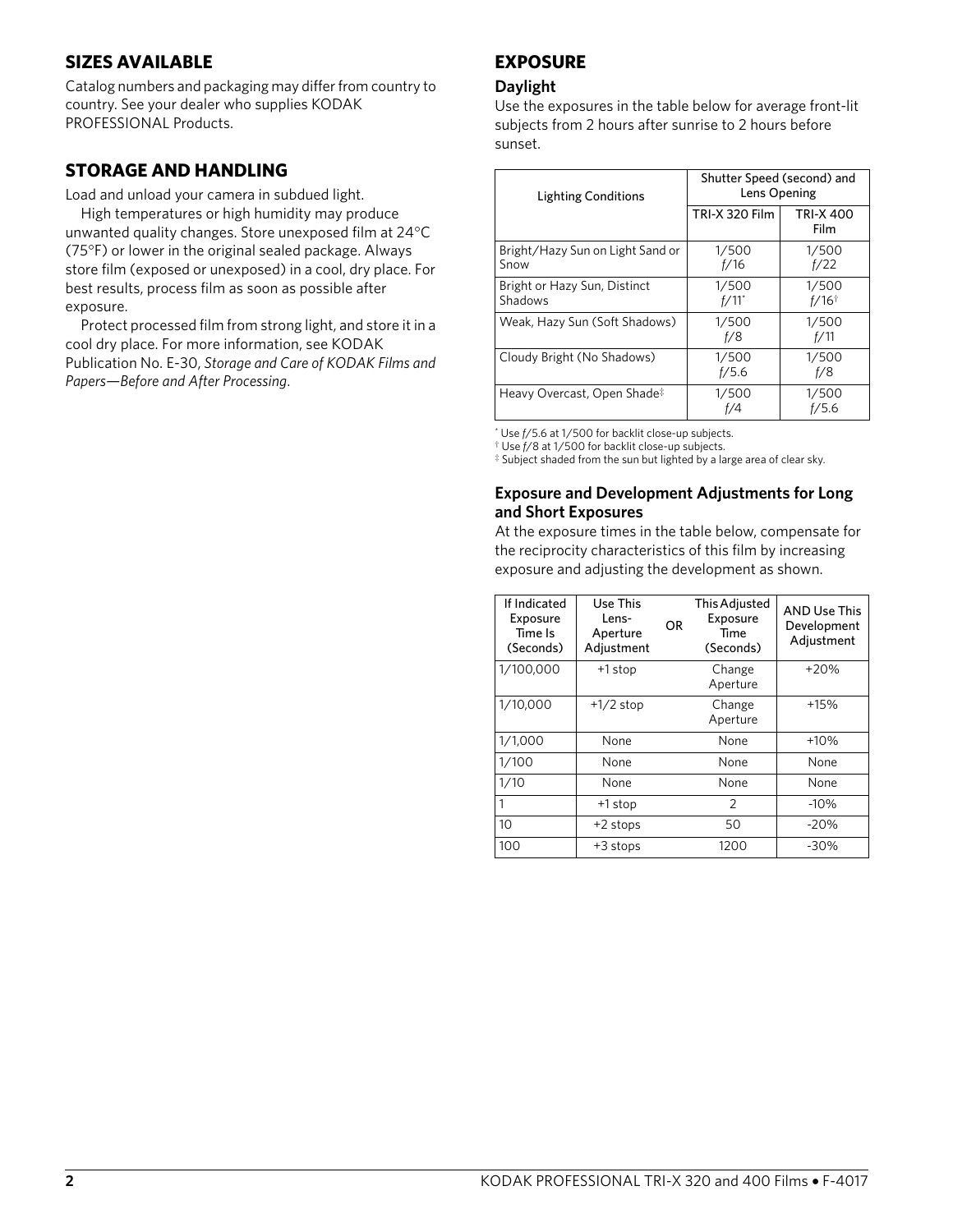## SIZES AVAILABLE

Catalog numbers and packaging may differ from country to country. See your dealer who supplies KODAK PROFESSIONAL Products.

## STORAGE AND HANDLING

Load and unload your camera in subdued light.

High temperatures or high humidity may produce unwanted quality changes. Store unexposed film at 24°C (75°F) or lower in the original sealed package. Always store film (exposed or unexposed) in a cool, dry place. For best results, process film as soon as possible after exposure.

Protect processed film from strong light, and store it in a cool dry place. For more information, see KODAK Publication No. E-30, *Storage and Care of KODAK Films and Papers—Before and After Processing*.

## EXPOSURE

### Daylight

Use the exposures in the table below for average front-lit subjects from 2 hours after sunrise to 2 hours before sunset.

| Lighting Conditions | Shutter Speed (second) and Lens Opening | |
|---|---|---|
| | TRI-X 320 Film | TRI-X 400 Film |
| Bright/Hazy Sun on Light Sand or Snow | 1/500 f/16 | 1/500 f/22 |
| Bright or Hazy Sun, Distinct Shadows | 1/500 f/11* | 1/500 f/16† |
| Weak, Hazy Sun (Soft Shadows) | 1/500 f/8 | 1/500 f/11 |
| Cloudy Bright (No Shadows) | 1/500 f/5.6 | 1/500 f/8 |
| Heavy Overcast, Open Shade‡ | 1/500 f/4 | 1/500 f/5.6 |

\* Use f/5.6 at 1/500 for backlit close-up subjects.
† Use f/8 at 1/500 for backlit close-up subjects.
‡ Subject shaded from the sun but lighted by a large area of clear sky.

### Exposure and Development Adjustments for Long and Short Exposures

At the exposure times in the table below, compensate for the reciprocity characteristics of this film by increasing exposure and adjusting the development as shown.

| If Indicated Exposure Time Is (Seconds) | Use This Lens-Aperture Adjustment | OR | This Adjusted Exposure Time (Seconds) | AND Use This Development Adjustment |
|---|---|---|---|---|
| 1/100,000 | +1 stop | | Change Aperture | +20% |
| 1/10,000 | +1/2 stop | | Change Aperture | +15% |
| 1/1,000 | None | | None | +10% |
| 1/100 | None | | None | None |
| 1/10 | None | | None | None |
| 1 | +1 stop | | 2 | -10% |
| 10 | +2 stops | | 50 | -20% |
| 100 | +3 stops | | 1200 | -30% |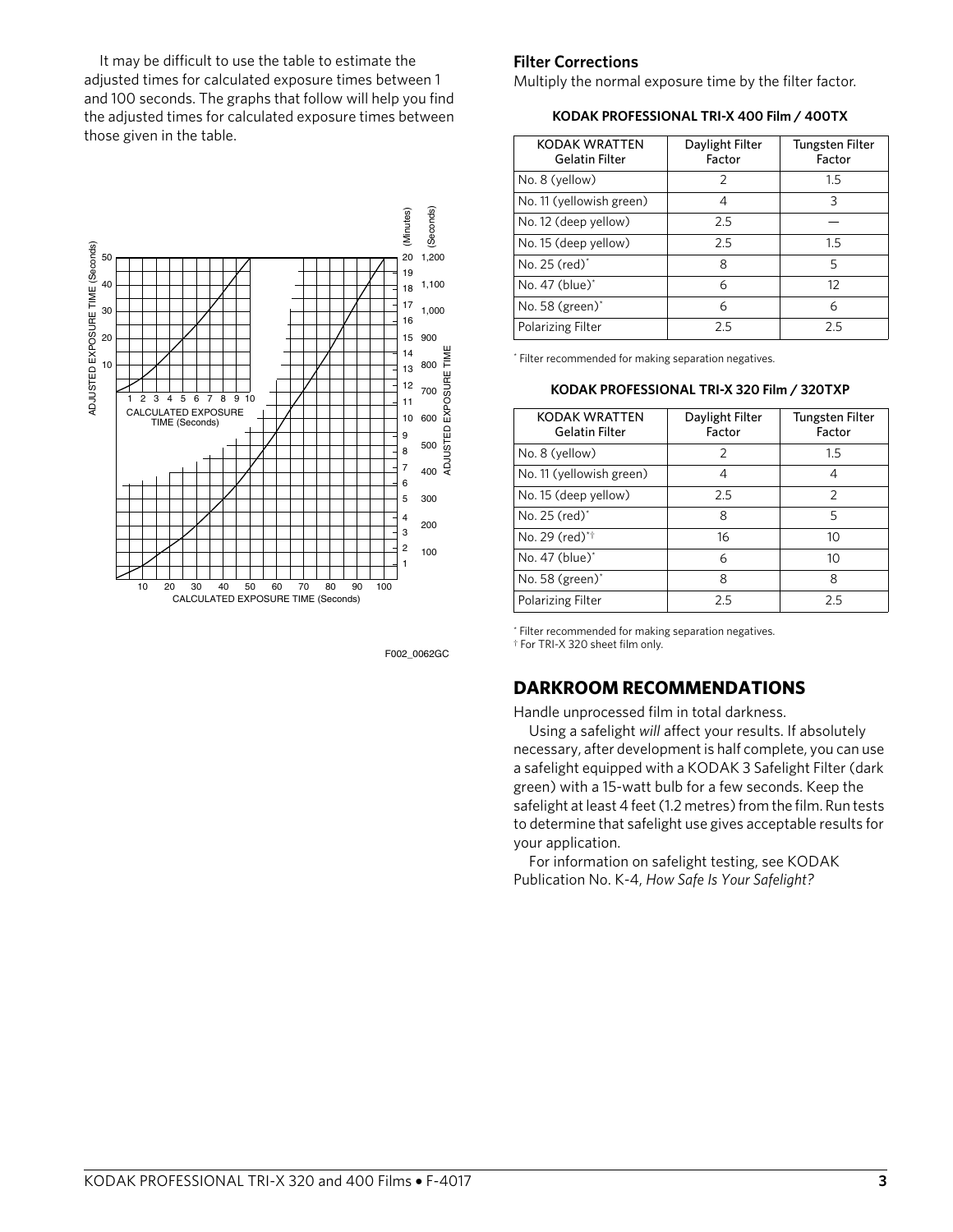It may be difficult to use the table to estimate the adjusted times for calculated exposure times between 1 and 100 seconds. The graphs that follow will help you find the adjusted times for calculated exposure times between those given in the table.

F002_0062GC

## Filter Corrections

Multiply the normal exposure time by the filter factor.

**KODAK PROFESSIONAL TRI-X 400 Film / 400TX**

| KODAK WRATTEN Gelatin Filter | Daylight Filter Factor | Tungsten Filter Factor |
|---|---|---|
| No. 8 (yellow) | 2 | 1.5 |
| No. 11 (yellowish green) | 4 | 3 |
| No. 12 (deep yellow) | 2.5 | — |
| No. 15 (deep yellow) | 2.5 | 1.5 |
| No. 25 (red)* | 8 | 5 |
| No. 47 (blue)* | 6 | 12 |
| No. 58 (green)* | 6 | 6 |
| Polarizing Filter | 2.5 | 2.5 |

* Filter recommended for making separation negatives.

**KODAK PROFESSIONAL TRI-X 320 Film / 320TXP**

| KODAK WRATTEN Gelatin Filter | Daylight Filter Factor | Tungsten Filter Factor |
|---|---|---|
| No. 8 (yellow) | 2 | 1.5 |
| No. 11 (yellowish green) | 4 | 4 |
| No. 15 (deep yellow) | 2.5 | 2 |
| No. 25 (red)* | 8 | 5 |
| No. 29 (red)*† | 16 | 10 |
| No. 47 (blue)* | 6 | 10 |
| No. 58 (green)* | 8 | 8 |
| Polarizing Filter | 2.5 | 2.5 |

* Filter recommended for making separation negatives.
† For TRI-X 320 sheet film only.

## DARKROOM RECOMMENDATIONS

Handle unprocessed film in total darkness.

Using a safelight *will* affect your results. If absolutely necessary, after development is half complete, you can use a safelight equipped with a KODAK 3 Safelight Filter (dark green) with a 15-watt bulb for a few seconds. Keep the safelight at least 4 feet (1.2 metres) from the film. Run tests to determine that safelight use gives acceptable results for your application.

For information on safelight testing, see KODAK Publication No. K-4, *How Safe Is Your Safelight?*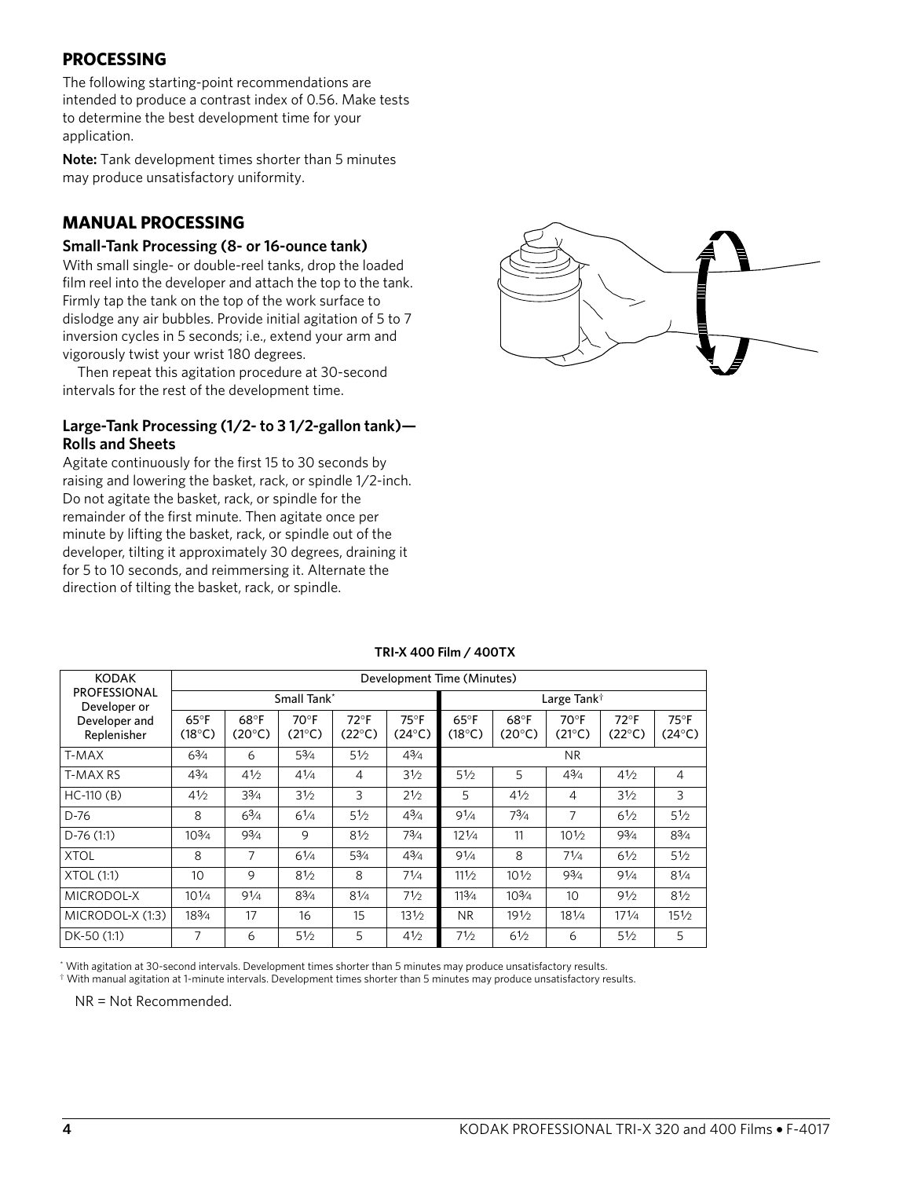## PROCESSING

The following starting-point recommendations are intended to produce a contrast index of 0.56. Make tests to determine the best development time for your application.

**Note:** Tank development times shorter than 5 minutes may produce unsatisfactory uniformity.

## MANUAL PROCESSING

### Small-Tank Processing (8- or 16-ounce tank)

With small single- or double-reel tanks, drop the loaded film reel into the developer and attach the top to the tank. Firmly tap the tank on the top of the work surface to dislodge any air bubbles. Provide initial agitation of 5 to 7 inversion cycles in 5 seconds; i.e., extend your arm and vigorously twist your wrist 180 degrees.

Then repeat this agitation procedure at 30-second intervals for the rest of the development time.

### Large-Tank Processing (1/2- to 3 1/2-gallon tank)—Rolls and Sheets

Agitate continuously for the first 15 to 30 seconds by raising and lowering the basket, rack, or spindle 1/2-inch. Do not agitate the basket, rack, or spindle for the remainder of the first minute. Then agitate once per minute by lifting the basket, rack, or spindle out of the developer, tilting it approximately 30 degrees, draining it for 5 to 10 seconds, and reimmersing it. Alternate the direction of tilting the basket, rack, or spindle.

**TRI-X 400 Film / 400TX**

| KODAK PROFESSIONAL Developer or Developer and Replenisher | Development Time (Minutes) | | | | | | | | | |
|---|---|---|---|---|---|---|---|---|---|---|
| | Small Tank* | | | | | Large Tank† | | | | |
| | 65°F (18°C) | 68°F (20°C) | 70°F (21°C) | 72°F (22°C) | 75°F (24°C) | 65°F (18°C) | 68°F (20°C) | 70°F (21°C) | 72°F (22°C) | 75°F (24°C) |
| T-MAX | 6¾ | 6 | 5¾ | 5½ | 4¾ | NR | | | | |
| T-MAX RS | 4¾ | 4½ | 4¼ | 4 | 3½ | 5½ | 5 | 4¾ | 4½ | 4 |
| HC-110 (B) | 4½ | 3¾ | 3½ | 3 | 2½ | 5 | 4½ | 4 | 3½ | 3 |
| D-76 | 8 | 6¾ | 6¼ | 5½ | 4¾ | 9¼ | 7¾ | 7 | 6½ | 5½ |
| D-76 (1:1) | 10¾ | 9¾ | 9 | 8½ | 7¾ | 12¼ | 11 | 10½ | 9¾ | 8¾ |
| XTOL | 8 | 7 | 6¼ | 5¾ | 4¾ | 9¼ | 8 | 7¼ | 6½ | 5½ |
| XTOL (1:1) | 10 | 9 | 8½ | 8 | 7¼ | 11½ | 10½ | 9¾ | 9¼ | 8¼ |
| MICRODOL-X | 10¼ | 9¼ | 8¾ | 8¼ | 7½ | 11¾ | 10¾ | 10 | 9½ | 8½ |
| MICRODOL-X (1:3) | 18¾ | 17 | 16 | 15 | 13½ | NR | 19½ | 18¼ | 17¼ | 15½ |
| DK-50 (1:1) | 7 | 6 | 5½ | 5 | 4½ | 7½ | 6½ | 6 | 5½ | 5 |

\* With agitation at 30-second intervals. Development times shorter than 5 minutes may produce unsatisfactory results.

† With manual agitation at 1-minute intervals. Development times shorter than 5 minutes may produce unsatisfactory results.

NR = Not Recommended.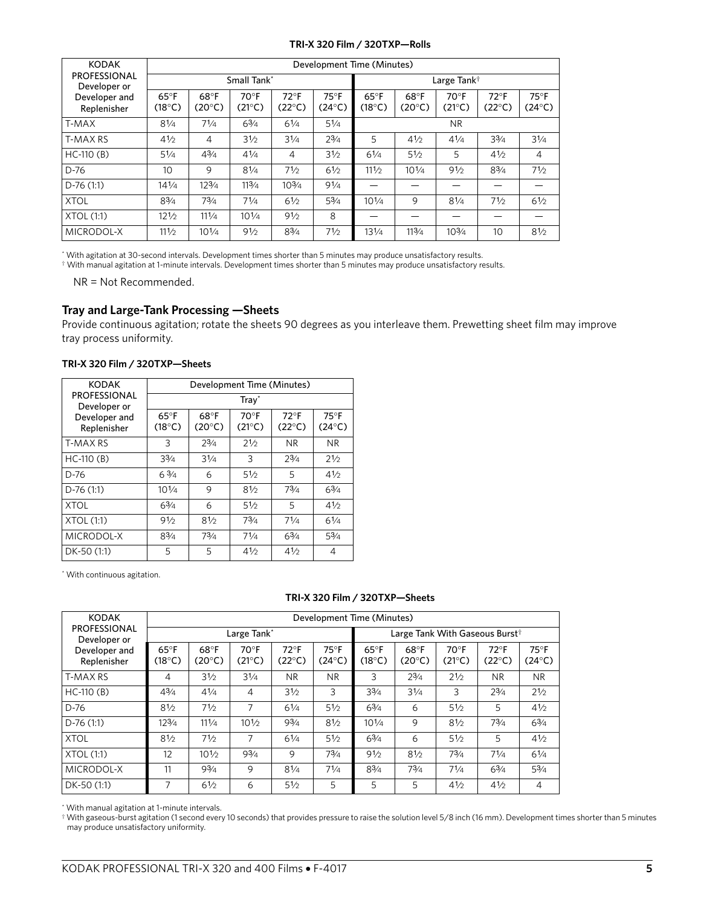**TRI-X 320 Film / 320TXP—Rolls**

| KODAK PROFESSIONAL Developer or Developer and Replenisher | Development Time (Minutes) | | | | | | | | | |
|---|---|---|---|---|---|---|---|---|---|---|
| | Small Tank* | | | | | Large Tank† | | | | |
| | 65°F (18°C) | 68°F (20°C) | 70°F (21°C) | 72°F (22°C) | 75°F (24°C) | 65°F (18°C) | 68°F (20°C) | 70°F (21°C) | 72°F (22°C) | 75°F (24°C) |
| T-MAX | 8¼ | 7¼ | 6¾ | 6¼ | 5¼ | NR | | | | |
| T-MAX RS | 4½ | 4 | 3½ | 3¼ | 2¾ | 5 | 4½ | 4¼ | 3¾ | 3¼ |
| HC-110 (B) | 5¼ | 4¾ | 4¼ | 4 | 3½ | 6¼ | 5½ | 5 | 4½ | 4 |
| D-76 | 10 | 9 | 8¼ | 7½ | 6½ | 11½ | 10¼ | 9½ | 8¾ | 7½ |
| D-76 (1:1) | 14¼ | 12¾ | 11¾ | 10¾ | 9¼ | — | — | — | — | — |
| XTOL | 8¾ | 7¾ | 7¼ | 6½ | 5¾ | 10¼ | 9 | 8¼ | 7½ | 6½ |
| XTOL (1:1) | 12½ | 11¼ | 10¼ | 9½ | 8 | — | — | — | — | — |
| MICRODOL-X | 11½ | 10¼ | 9½ | 8¾ | 7½ | 13¼ | 11¾ | 10¾ | 10 | 8½ |

* With agitation at 30-second intervals. Development times shorter than 5 minutes may produce unsatisfactory results.
† With manual agitation at 1-minute intervals. Development times shorter than 5 minutes may produce unsatisfactory results.

NR = Not Recommended.

## Tray and Large-Tank Processing —Sheets

Provide continuous agitation; rotate the sheets 90 degrees as you interleave them. Prewetting sheet film may improve tray process uniformity.

**TRI-X 320 Film / 320TXP—Sheets**

| KODAK PROFESSIONAL Developer or Developer and Replenisher | Development Time (Minutes) | | | | |
|---|---|---|---|---|---|
| | Tray* | | | | |
| | 65°F (18°C) | 68°F (20°C) | 70°F (21°C) | 72°F (22°C) | 75°F (24°C) |
| T-MAX RS | 3 | 2¾ | 2½ | NR | NR |
| HC-110 (B) | 3¾ | 3¼ | 3 | 2¾ | 2½ |
| D-76 | 6 ¾ | 6 | 5½ | 5 | 4½ |
| D-76 (1:1) | 10¼ | 9 | 8½ | 7¾ | 6¾ |
| XTOL | 6¾ | 6 | 5½ | 5 | 4½ |
| XTOL (1:1) | 9½ | 8½ | 7¾ | 7¼ | 6¼ |
| MICRODOL-X | 8¾ | 7¾ | 7¼ | 6¾ | 5¾ |
| DK-50 (1:1) | 5 | 5 | 4½ | 4½ | 4 |

* With continuous agitation.

**TRI-X 320 Film / 320TXP—Sheets**

| KODAK PROFESSIONAL Developer or Developer and Replenisher | Development Time (Minutes) | | | | | | | | | |
|---|---|---|---|---|---|---|---|---|---|---|
| | Large Tank* | | | | | Large Tank With Gaseous Burst† | | | | |
| | 65°F (18°C) | 68°F (20°C) | 70°F (21°C) | 72°F (22°C) | 75°F (24°C) | 65°F (18°C) | 68°F (20°C) | 70°F (21°C) | 72°F (22°C) | 75°F (24°C) |
| T-MAX RS | 4 | 3½ | 3¼ | NR | NR | 3 | 2¾ | 2½ | NR | NR |
| HC-110 (B) | 4¾ | 4¼ | 4 | 3½ | 3 | 3¾ | 3¼ | 3 | 2¾ | 2½ |
| D-76 | 8½ | 7½ | 7 | 6¼ | 5½ | 6¾ | 6 | 5½ | 5 | 4½ |
| D-76 (1:1) | 12¾ | 11¼ | 10½ | 9¾ | 8½ | 10¼ | 9 | 8½ | 7¾ | 6¾ |
| XTOL | 8½ | 7½ | 7 | 6¼ | 5½ | 6¾ | 6 | 5½ | 5 | 4½ |
| XTOL (1:1) | 12 | 10½ | 9¾ | 9 | 7¾ | 9½ | 8½ | 7¾ | 7¼ | 6¼ |
| MICRODOL-X | 11 | 9¾ | 9 | 8¼ | 7¼ | 8¾ | 7¾ | 7¼ | 6¾ | 5¾ |
| DK-50 (1:1) | 7 | 6½ | 6 | 5½ | 5 | 5 | 5 | 4½ | 4½ | 4 |

* With manual agitation at 1-minute intervals.
† With gaseous-burst agitation (1 second every 10 seconds) that provides pressure to raise the solution level 5/8 inch (16 mm). Development times shorter than 5 minutes may produce unsatisfactory uniformity.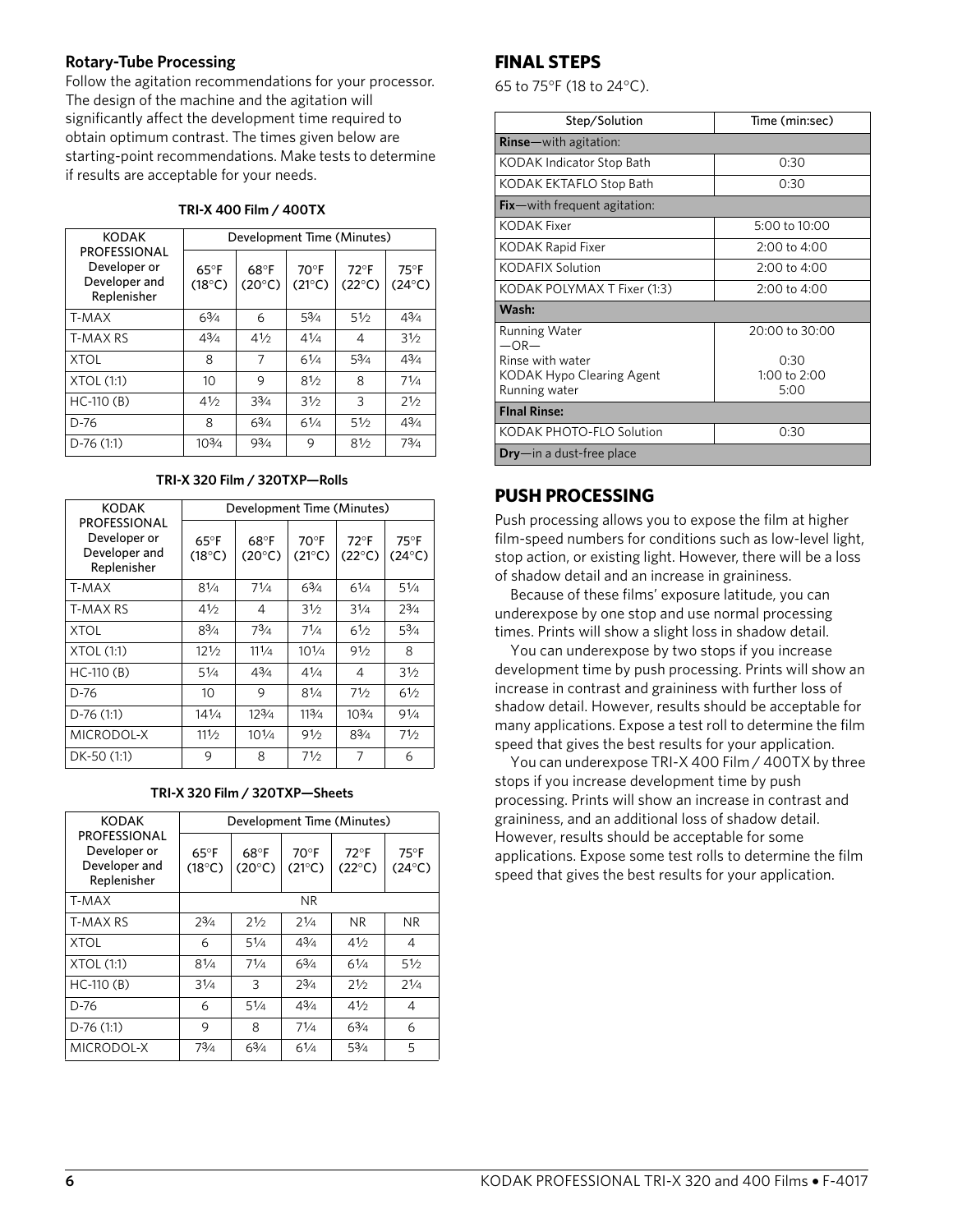### Rotary-Tube Processing

Follow the agitation recommendations for your processor. The design of the machine and the agitation will significantly affect the development time required to obtain optimum contrast. The times given below are starting-point recommendations. Make tests to determine if results are acceptable for your needs.

**TRI-X 400 Film / 400TX**

| KODAK PROFESSIONAL Developer or Developer and Replenisher | Development Time (Minutes) | | | | |
|---|---|---|---|---|---|
| | 65°F (18°C) | 68°F (20°C) | 70°F (21°C) | 72°F (22°C) | 75°F (24°C) |
| T-MAX | 6¾ | 6 | 5¾ | 5½ | 4¾ |
| T-MAX RS | 4¾ | 4½ | 4¼ | 4 | 3½ |
| XTOL | 8 | 7 | 6¼ | 5¾ | 4¾ |
| XTOL (1:1) | 10 | 9 | 8½ | 8 | 7¼ |
| HC-110 (B) | 4½ | 3¾ | 3½ | 3 | 2½ |
| D-76 | 8 | 6¾ | 6¼ | 5½ | 4¾ |
| D-76 (1:1) | 10¾ | 9¾ | 9 | 8½ | 7¾ |

**TRI-X 320 Film / 320TXP—Rolls**

| KODAK PROFESSIONAL Developer or Developer and Replenisher | Development Time (Minutes) | | | | |
|---|---|---|---|---|---|
| | 65°F (18°C) | 68°F (20°C) | 70°F (21°C) | 72°F (22°C) | 75°F (24°C) |
| T-MAX | 8¼ | 7¼ | 6¾ | 6¼ | 5¼ |
| T-MAX RS | 4½ | 4 | 3½ | 3¼ | 2¾ |
| XTOL | 8¾ | 7¾ | 7¼ | 6½ | 5¾ |
| XTOL (1:1) | 12½ | 11¼ | 10¼ | 9½ | 8 |
| HC-110 (B) | 5¼ | 4¾ | 4¼ | 4 | 3½ |
| D-76 | 10 | 9 | 8¼ | 7½ | 6½ |
| D-76 (1:1) | 14¼ | 12¾ | 11¾ | 10¾ | 9¼ |
| MICRODOL-X | 11½ | 10¼ | 9½ | 8¾ | 7½ |
| DK-50 (1:1) | 9 | 8 | 7½ | 7 | 6 |

**TRI-X 320 Film / 320TXP—Sheets**

| KODAK PROFESSIONAL Developer or Developer and Replenisher | Development Time (Minutes) | | | | |
|---|---|---|---|---|---|
| | 65°F (18°C) | 68°F (20°C) | 70°F (21°C) | 72°F (22°C) | 75°F (24°C) |
| T-MAX | NR | | | | |
| T-MAX RS | 2¾ | 2½ | 2¼ | NR | NR |
| XTOL | 6 | 5¼ | 4¾ | 4½ | 4 |
| XTOL (1:1) | 8¼ | 7¼ | 6¾ | 6¼ | 5½ |
| HC-110 (B) | 3¼ | 3 | 2¾ | 2½ | 2¼ |
| D-76 | 6 | 5¼ | 4¾ | 4½ | 4 |
| D-76 (1:1) | 9 | 8 | 7¼ | 6¾ | 6 |
| MICRODOL-X | 7¾ | 6¾ | 6¼ | 5¾ | 5 |

## FINAL STEPS

65 to 75°F (18 to 24°C).

| Step/Solution | Time (min:sec) |
|---|---|
| **Rinse**—with agitation: | |
| KODAK Indicator Stop Bath | 0:30 |
| KODAK EKTAFLO Stop Bath | 0:30 |
| **Fix**—with frequent agitation: | |
| KODAK Fixer | 5:00 to 10:00 |
| KODAK Rapid Fixer | 2:00 to 4:00 |
| KODAFIX Solution | 2:00 to 4:00 |
| KODAK POLYMAX T Fixer (1:3) | 2:00 to 4:00 |
| **Wash:** | |
| Running Water | 20:00 to 30:00 |
| —OR— | |
| Rinse with water | 0:30 |
| KODAK Hypo Clearing Agent | 1:00 to 2:00 |
| Running water | 5:00 |
| **FInal Rinse:** | |
| KODAK PHOTO-FLO Solution | 0:30 |
| **Dry**—in a dust-free place | |

## PUSH PROCESSING

Push processing allows you to expose the film at higher film-speed numbers for conditions such as low-level light, stop action, or existing light. However, there will be a loss of shadow detail and an increase in graininess.

Because of these films' exposure latitude, you can underexpose by one stop and use normal processing times. Prints will show a slight loss in shadow detail.

You can underexpose by two stops if you increase development time by push processing. Prints will show an increase in contrast and graininess with further loss of shadow detail. However, results should be acceptable for many applications. Expose a test roll to determine the film speed that gives the best results for your application.

You can underexpose TRI-X 400 Film / 400TX by three stops if you increase development time by push processing. Prints will show an increase in contrast and graininess, and an additional loss of shadow detail. However, results should be acceptable for some applications. Expose some test rolls to determine the film speed that gives the best results for your application.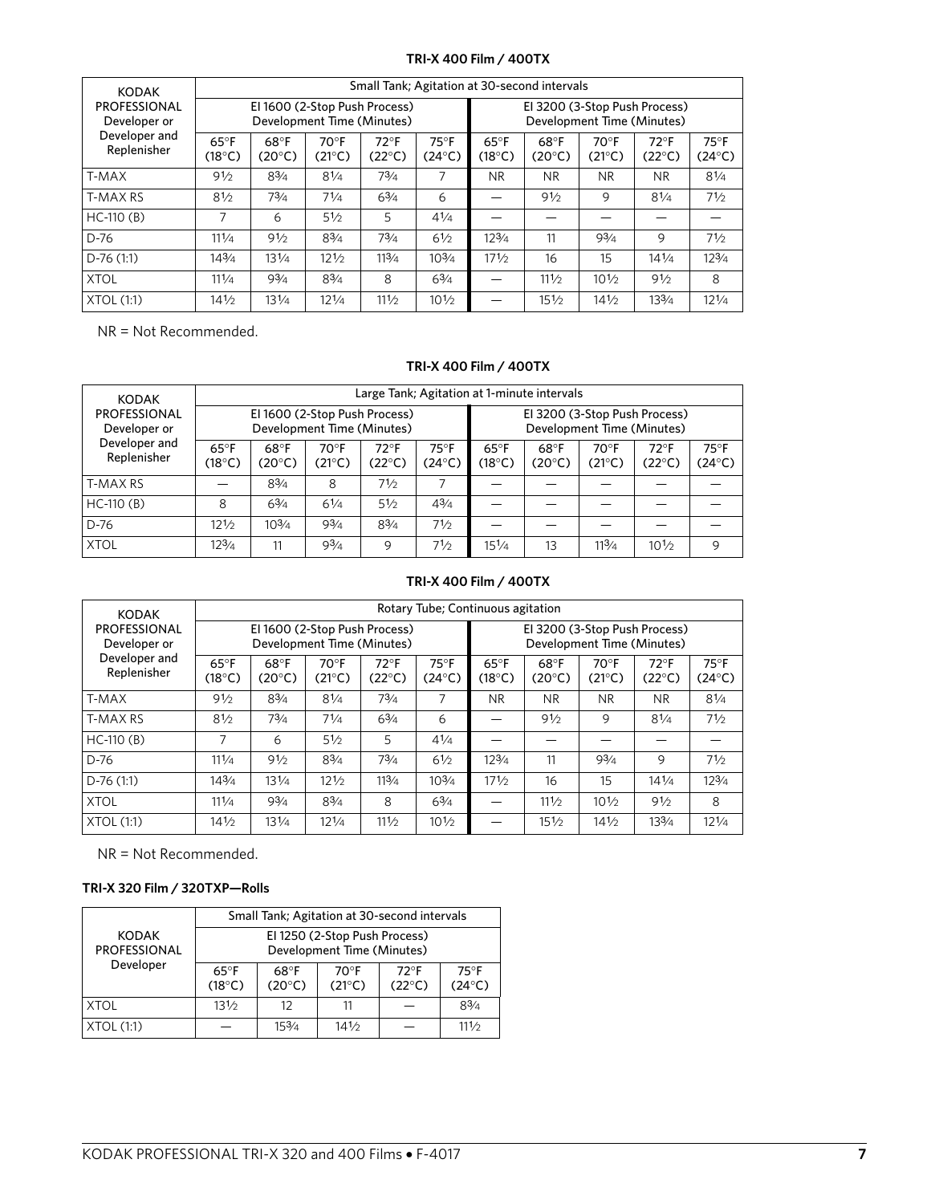**TRI-X 400 Film / 400TX**

| KODAK PROFESSIONAL Developer or Developer and Replenisher | Small Tank; Agitation at 30-second intervals | | | | | | | | | |
|---|---|---|---|---|---|---|---|---|---|---|
| | EI 1600 (2-Stop Push Process) Development Time (Minutes) | | | | | EI 3200 (3-Stop Push Process) Development Time (Minutes) | | | | |
| | 65°F (18°C) | 68°F (20°C) | 70°F (21°C) | 72°F (22°C) | 75°F (24°C) | 65°F (18°C) | 68°F (20°C) | 70°F (21°C) | 72°F (22°C) | 75°F (24°C) |
| T-MAX | 9½ | 8¾ | 8¼ | 7¾ | 7 | NR | NR | NR | NR | 8¼ |
| T-MAX RS | 8½ | 7¾ | 7¼ | 6¾ | 6 | — | 9½ | 9 | 8¼ | 7½ |
| HC-110 (B) | 7 | 6 | 5½ | 5 | 4¼ | — | — | — | — | — |
| D-76 | 11¼ | 9½ | 8¾ | 7¾ | 6½ | 12¾ | 11 | 9¾ | 9 | 7½ |
| D-76 (1:1) | 14¾ | 13¼ | 12½ | 11¾ | 10¾ | 17½ | 16 | 15 | 14¼ | 12¾ |
| XTOL | 11¼ | 9¾ | 8¾ | 8 | 6¾ | — | 11½ | 10½ | 9½ | 8 |
| XTOL (1:1) | 14½ | 13¼ | 12¼ | 11½ | 10½ | — | 15½ | 14½ | 13¾ | 12¼ |

NR = Not Recommended.

**TRI-X 400 Film / 400TX**

| KODAK PROFESSIONAL Developer or Developer and Replenisher | Large Tank; Agitation at 1-minute intervals | | | | | | | | | |
|---|---|---|---|---|---|---|---|---|---|---|
| | EI 1600 (2-Stop Push Process) Development Time (Minutes) | | | | | EI 3200 (3-Stop Push Process) Development Time (Minutes) | | | | |
| | 65°F (18°C) | 68°F (20°C) | 70°F (21°C) | 72°F (22°C) | 75°F (24°C) | 65°F (18°C) | 68°F (20°C) | 70°F (21°C) | 72°F (22°C) | 75°F (24°C) |
| T-MAX RS | — | 8¾ | 8 | 7½ | 7 | — | — | — | — | — |
| HC-110 (B) | 8 | 6¾ | 6¼ | 5½ | 4¾ | — | — | — | — | — |
| D-76 | 12½ | 10¾ | 9¾ | 8¾ | 7½ | — | — | — | — | — |
| XTOL | 12¾ | 11 | 9¾ | 9 | 7½ | 15¼ | 13 | 11¾ | 10½ | 9 |

**TRI-X 400 Film / 400TX**

| KODAK PROFESSIONAL Developer or Developer and Replenisher | Rotary Tube; Continuous agitation | | | | | | | | | |
|---|---|---|---|---|---|---|---|---|---|---|
| | EI 1600 (2-Stop Push Process) Development Time (Minutes) | | | | | EI 3200 (3-Stop Push Process) Development Time (Minutes) | | | | |
| | 65°F (18°C) | 68°F (20°C) | 70°F (21°C) | 72°F (22°C) | 75°F (24°C) | 65°F (18°C) | 68°F (20°C) | 70°F (21°C) | 72°F (22°C) | 75°F (24°C) |
| T-MAX | 9½ | 8¾ | 8¼ | 7¾ | 7 | NR | NR | NR | NR | 8¼ |
| T-MAX RS | 8½ | 7¾ | 7¼ | 6¾ | 6 | — | 9½ | 9 | 8¼ | 7½ |
| HC-110 (B) | 7 | 6 | 5½ | 5 | 4¼ | — | — | — | — | — |
| D-76 | 11¼ | 9½ | 8¾ | 7¾ | 6½ | 12¾ | 11 | 9¾ | 9 | 7½ |
| D-76 (1:1) | 14¾ | 13¼ | 12½ | 11¾ | 10¾ | 17½ | 16 | 15 | 14¼ | 12¾ |
| XTOL | 11¼ | 9¾ | 8¾ | 8 | 6¾ | — | 11½ | 10½ | 9½ | 8 |
| XTOL (1:1) | 14½ | 13¼ | 12¼ | 11½ | 10½ | — | 15½ | 14½ | 13¾ | 12¼ |

NR = Not Recommended.

**TRI-X 320 Film / 320TXP—Rolls**

| KODAK PROFESSIONAL Developer | Small Tank; Agitation at 30-second intervals | | | | |
|---|---|---|---|---|---|
| | EI 1250 (2-Stop Push Process) Development Time (Minutes) | | | | |
| | 65°F (18°C) | 68°F (20°C) | 70°F (21°C) | 72°F (22°C) | 75°F (24°C) |
| XTOL | 13½ | 12 | 11 | — | 8¾ |
| XTOL (1:1) | — | 15¾ | 14½ | — | 11½ |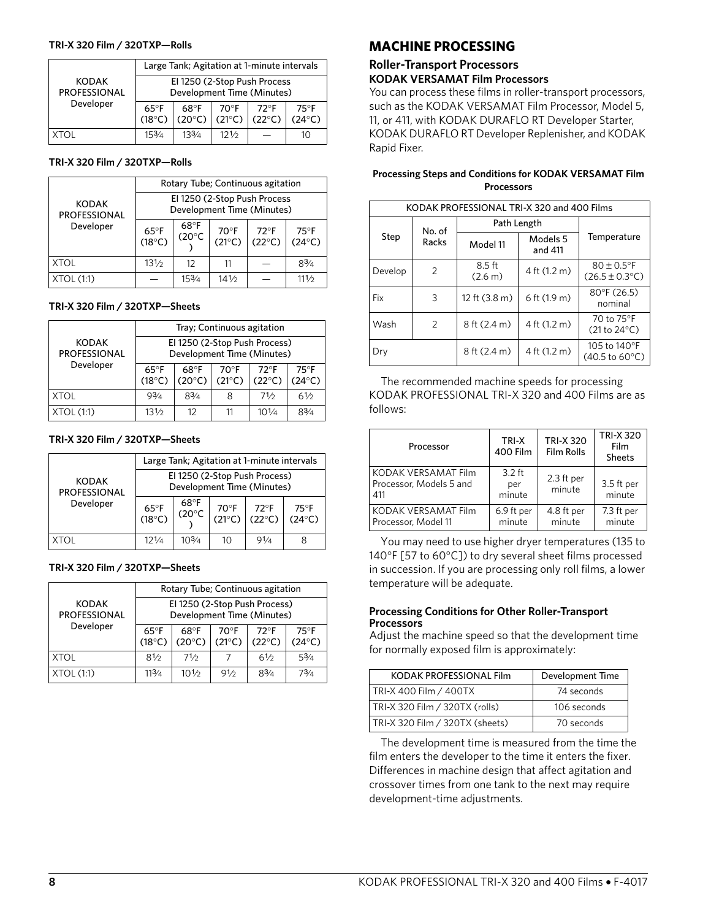#### TRI-X 320 Film / 320TXP—Rolls

| KODAK PROFESSIONAL Developer | Large Tank; Agitation at 1-minute intervals | | | | |
|---|---|---|---|---|---|
| | EI 1250 (2-Stop Push Process Development Time (Minutes) | | | | |
| | 65°F (18°C) | 68°F (20°C) | 70°F (21°C) | 72°F (22°C) | 75°F (24°C) |
| XTOL | 15¾ | 13¾ | 12½ | — | 10 |

#### TRI-X 320 Film / 320TXP—Rolls

| KODAK PROFESSIONAL Developer | Rotary Tube; Continuous agitation | | | | |
|---|---|---|---|---|---|
| | EI 1250 (2-Stop Push Process Development Time (Minutes) | | | | |
| | 65°F (18°C) | 68°F (20°C ) | 70°F (21°C) | 72°F (22°C) | 75°F (24°C) |
| XTOL | 13½ | 12 | 11 | — | 8¾ |
| XTOL (1:1) | — | 15¾ | 14½ | — | 11½ |

#### TRI-X 320 Film / 320TXP—Sheets

| KODAK PROFESSIONAL Developer | Tray; Continuous agitation | | | | |
|---|---|---|---|---|---|
| | EI 1250 (2-Stop Push Process) Development Time (Minutes) | | | | |
| | 65°F (18°C) | 68°F (20°C) | 70°F (21°C) | 72°F (22°C) | 75°F (24°C) |
| XTOL | 9¾ | 8¾ | 8 | 7½ | 6½ |
| XTOL (1:1) | 13½ | 12 | 11 | 10¼ | 8¾ |

#### TRI-X 320 Film / 320TXP—Sheets

| KODAK PROFESSIONAL Developer | Large Tank; Agitation at 1-minute intervals | | | | |
|---|---|---|---|---|---|
| | EI 1250 (2-Stop Push Process) Development Time (Minutes) | | | | |
| | 65°F (18°C) | 68°F (20°C ) | 70°F (21°C) | 72°F (22°C) | 75°F (24°C) |
| XTOL | 12¼ | 10¾ | 10 | 9¼ | 8 |

#### TRI-X 320 Film / 320TXP—Sheets

| KODAK PROFESSIONAL Developer | Rotary Tube; Continuous agitation | | | | |
|---|---|---|---|---|---|
| | EI 1250 (2-Stop Push Process) Development Time (Minutes) | | | | |
| | 65°F (18°C) | 68°F (20°C) | 70°F (21°C) | 72°F (22°C) | 75°F (24°C) |
| XTOL | 8½ | 7½ | 7 | 6½ | 5¾ |
| XTOL (1:1) | 11¾ | 10½ | 9½ | 8¾ | 7¾ |

# MACHINE PROCESSING

## Roller-Transport Processors

### KODAK VERSAMAT Film Processors

You can process these films in roller-transport processors, such as the KODAK VERSAMAT Film Processor, Model 5, 11, or 411, with KODAK DURAFLO RT Developer Starter, KODAK DURAFLO RT Developer Replenisher, and KODAK Rapid Fixer.

**Processing Steps and Conditions for KODAK VERSAMAT Film Processors**

| KODAK PROFESSIONAL TRI-X 320 and 400 Films | | | | |
|---|---|---|---|---|
| Step | No. of Racks | Path Length | | Temperature |
| | | Model 11 | Models 5 and 411 | |
| Develop | 2 | 8.5 ft (2.6 m) | 4 ft (1.2 m) | 80 ± 0.5°F (26.5 ± 0.3°C) |
| Fix | 3 | 12 ft (3.8 m) | 6 ft (1.9 m) | 80°F (26.5) nominal |
| Wash | 2 | 8 ft (2.4 m) | 4 ft (1.2 m) | 70 to 75°F (21 to 24°C) |
| Dry | | 8 ft (2.4 m) | 4 ft (1.2 m) | 105 to 140°F (40.5 to 60°C) |

The recommended machine speeds for processing KODAK PROFESSIONAL TRI-X 320 and 400 Films are as follows:

| Processor | TRI-X 400 Film | TRI-X 320 Film Rolls | TRI-X 320 Film Sheets |
|---|---|---|---|
| KODAK VERSAMAT Film Processor, Models 5 and 411 | 3.2 ft per minute | 2.3 ft per minute | 3.5 ft per minute |
| KODAK VERSAMAT Film Processor, Model 11 | 6.9 ft per minute | 4.8 ft per minute | 7.3 ft per minute |

You may need to use higher dryer temperatures (135 to 140°F [57 to 60°C]) to dry several sheet films processed in succession. If you are processing only roll films, a lower temperature will be adequate.

### Processing Conditions for Other Roller-Transport Processors

Adjust the machine speed so that the development time for normally exposed film is approximately:

| KODAK PROFESSIONAL Film | Development Time |
|---|---|
| TRI-X 400 Film / 400TX | 74 seconds |
| TRI-X 320 Film / 320TX (rolls) | 106 seconds |
| TRI-X 320 Film / 320TX (sheets) | 70 seconds |

The development time is measured from the time the film enters the developer to the time it enters the fixer. Differences in machine design that affect agitation and crossover times from one tank to the next may require development-time adjustments.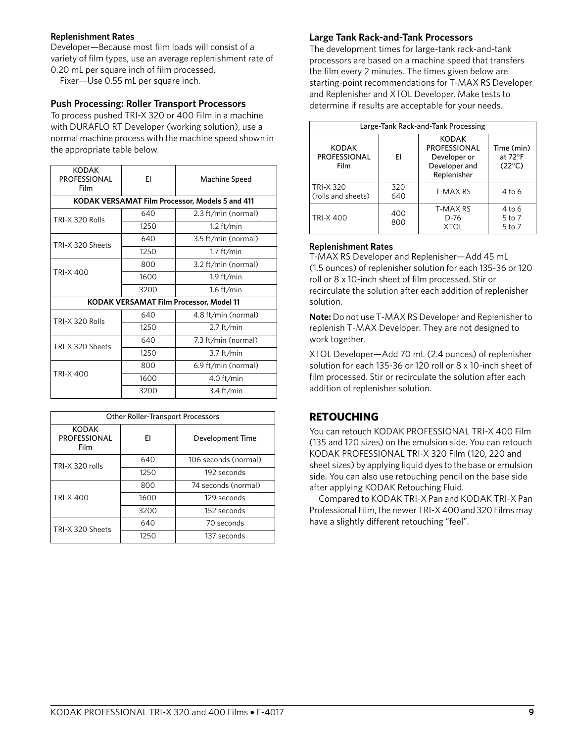**Replenishment Rates**

Developer—Because most film loads will consist of a variety of film types, use an average replenishment rate of 0.20 mL per square inch of film processed.

Fixer—Use 0.55 mL per square inch.

### Push Processing: Roller Transport Processors

To process pushed TRI-X 320 or 400 Film in a machine with DURAFLO RT Developer (working solution), use a normal machine process with the machine speed shown in the appropriate table below.

| KODAK PROFESSIONAL Film | EI | Machine Speed |
|---|---|---|
| **KODAK VERSAMAT Film Processor, Models 5 and 411** | | |
| TRI-X 320 Rolls | 640 | 2.3 ft/min (normal) |
| | 1250 | 1.2 ft/min |
| TRI-X 320 Sheets | 640 | 3.5 ft/min (normal) |
| | 1250 | 1.7 ft/min |
| TRI-X 400 | 800 | 3.2 ft/min (normal) |
| | 1600 | 1.9 ft/min |
| | 3200 | 1.6 ft/min |
| **KODAK VERSAMAT Film Processor, Model 11** | | |
| TRI-X 320 Rolls | 640 | 4.8 ft/min (normal) |
| | 1250 | 2.7 ft/min |
| TRI-X 320 Sheets | 640 | 7.3 ft/min (normal) |
| | 1250 | 3.7 ft/min |
| TRI-X 400 | 800 | 6.9 ft/min (normal) |
| | 1600 | 4.0 ft/min |
| | 3200 | 3.4 ft/min |

| Other Roller-Transport Processors | | |
|---|---|---|
| **KODAK PROFESSIONAL Film** | **EI** | **Development Time** |
| TRI-X 320 rolls | 640 | 106 seconds (normal) |
| | 1250 | 192 seconds |
| TRI-X 400 | 800 | 74 seconds (normal) |
| | 1600 | 129 seconds |
| | 3200 | 152 seconds |
| TRI-X 320 Sheets | 640 | 70 seconds |
| | 1250 | 137 seconds |

### Large Tank Rack-and-Tank Processors

The development times for large-tank rack-and-tank processors are based on a machine speed that transfers the film every 2 minutes. The times given below are starting-point recommendations for T-MAX RS Developer and Replenisher and XTOL Developer. Make tests to determine if results are acceptable for your needs.

| Large-Tank Rack-and-Tank Processing | | | |
|---|---|---|---|
| **KODAK PROFESSIONAL Film** | **EI** | **KODAK PROFESSIONAL Developer or Developer and Replenisher** | **Time (min) at 72°F (22°C)** |
| TRI-X 320 (rolls and sheets) | 320<br>640 | T-MAX RS | 4 to 6 |
| TRI-X 400 | 400<br>800 | T-MAX RS<br>D-76<br>XTOL | 4 to 6<br>5 to 7<br>5 to 7 |

**Replenishment Rates**

T-MAX RS Developer and Replenisher—Add 45 mL (1.5 ounces) of replenisher solution for each 135-36 or 120 roll or 8 x 10-inch sheet of film processed. Stir or recirculate the solution after each addition of replenisher solution.

**Note:** Do not use T-MAX RS Developer and Replenisher to replenish T-MAX Developer. They are not designed to work together.

XTOL Developer—Add 70 mL (2.4 ounces) of replenisher solution for each 135-36 or 120 roll or 8 x 10-inch sheet of film processed. Stir or recirculate the solution after each addition of replenisher solution.

## RETOUCHING

You can retouch KODAK PROFESSIONAL TRI-X 400 Film (135 and 120 sizes) on the emulsion side. You can retouch KODAK PROFESSIONAL TRI-X 320 Film (120, 220 and sheet sizes) by applying liquid dyes to the base or emulsion side. You can also use retouching pencil on the base side after applying KODAK Retouching Fluid.

Compared to KODAK TRI-X Pan and KODAK TRI-X Pan Professional Film, the newer TRI-X 400 and 320 Films may have a slightly different retouching "feel".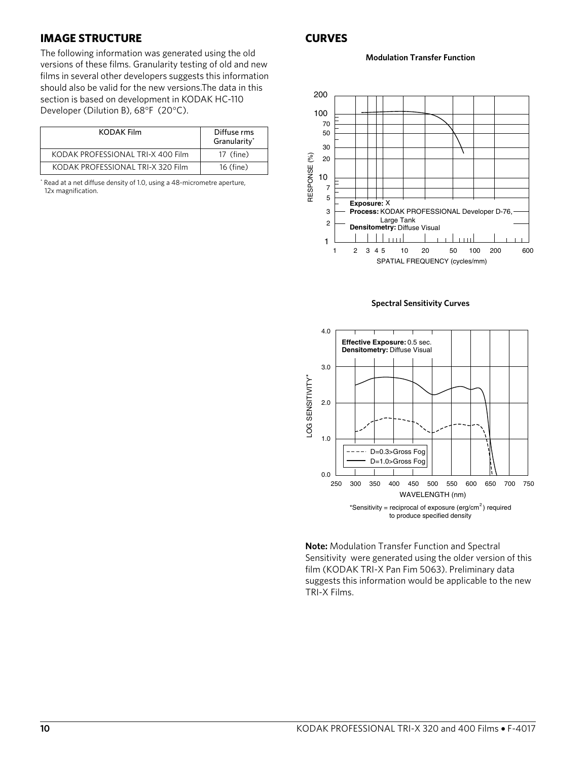## IMAGE STRUCTURE

The following information was generated using the old versions of these films. Granularity testing of old and new films in several other developers suggests this information should also be valid for the new versions.The data in this section is based on development in KODAK HC-110 Developer (Dilution B), 68°F (20°C).

| KODAK Film | Diffuse rms Granularity* |
|---|---|
| KODAK PROFESSIONAL TRI-X 400 Film | 17 (fine) |
| KODAK PROFESSIONAL TRI-X 320 Film | 16 (fine) |

* Read at a net diffuse density of 1.0, using a 48-micrometre aperture, 12x magnification.

## CURVES

**Modulation Transfer Function**

**Exposure:** X
**Process:** KODAK PROFESSIONAL Developer D-76, Large Tank
**Densitometry:** Diffuse Visual

RESPONSE (%)

SPATIAL FREQUENCY (cycles/mm)

**Spectral Sensitivity Curves**

**Effective Exposure:** 0.5 sec.
**Densitometry:** Diffuse Visual

D=0.3>Gross Fog
D=1.0>Gross Fog

LOG SENSITIVITY*

WAVELENGTH (nm)

*Sensitivity = reciprocal of exposure (erg/cm$^2$) required to produce specified density

**Note:** Modulation Transfer Function and Spectral Sensitivity were generated using the older version of this film (KODAK TRI-X Pan Fim 5063). Preliminary data suggests this information would be applicable to the new TRI-X Films.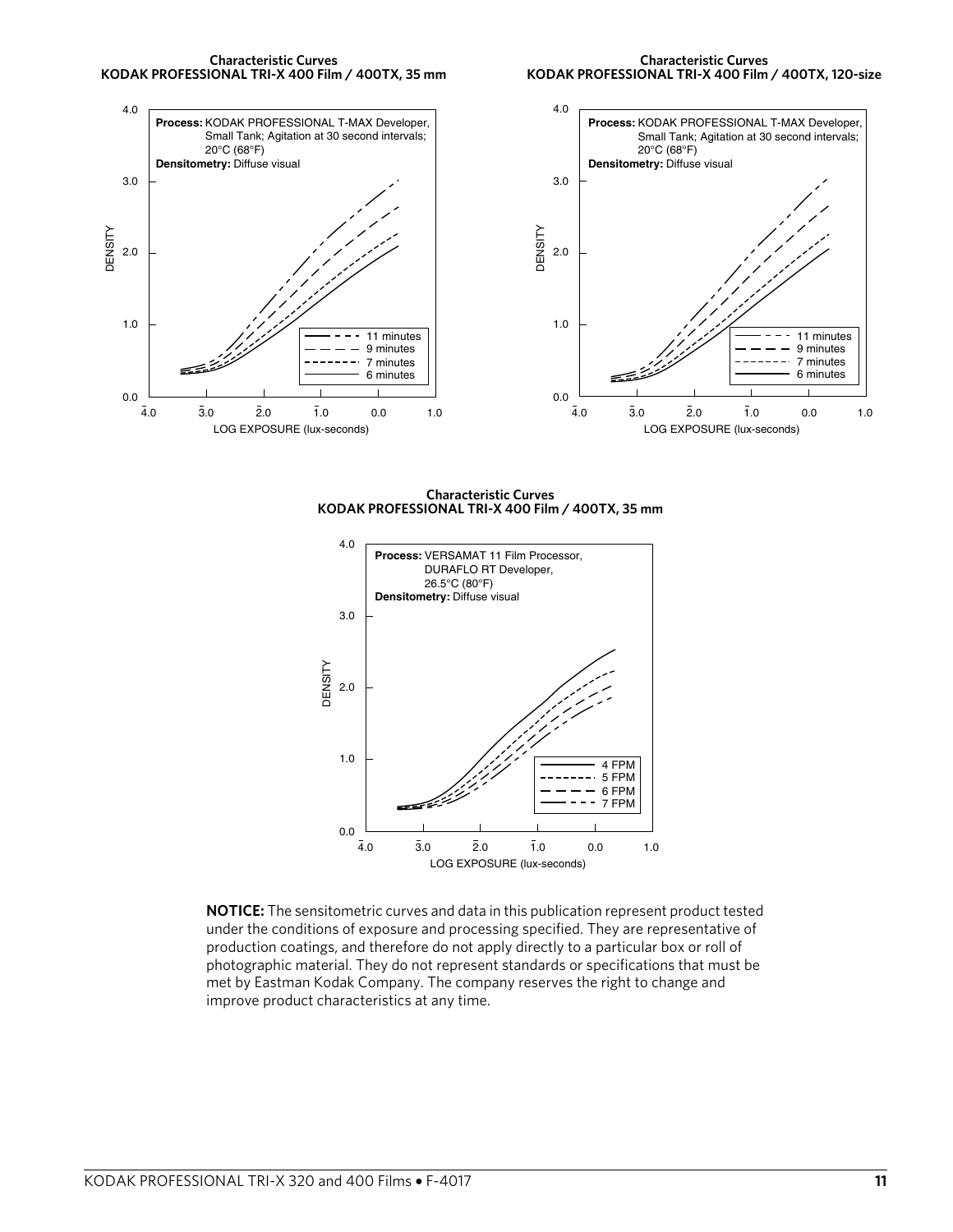**Characteristic Curves**
**KODAK PROFESSIONAL TRI-X 400 Film / 400TX, 35 mm**

**Process:** KODAK PROFESSIONAL T-MAX Developer, Small Tank; Agitation at 30 second intervals; 20°C (68°F)
**Densitometry:** Diffuse visual

Curves: 11 minutes, 9 minutes, 7 minutes, 6 minutes

DENSITY (0.0–4.0) vs. LOG EXPOSURE (lux-seconds) ($\bar{4}.0$ to 1.0)

**Characteristic Curves**
**KODAK PROFESSIONAL TRI-X 400 Film / 400TX, 120-size**

**Process:** KODAK PROFESSIONAL T-MAX Developer, Small Tank; Agitation at 30 second intervals; 20°C (68°F)
**Densitometry:** Diffuse visual

Curves: 11 minutes, 9 minutes, 7 minutes, 6 minutes

DENSITY (0.0–4.0) vs. LOG EXPOSURE (lux-seconds) ($\bar{4}.0$ to 1.0)

**Characteristic Curves**
**KODAK PROFESSIONAL TRI-X 400 Film / 400TX, 35 mm**

**Process:** VERSAMAT 11 Film Processor, DURAFLO RT Developer, 26.5°C (80°F)
**Densitometry:** Diffuse visual

Curves: 4 FPM, 5 FPM, 6 FPM, 7 FPM

DENSITY (0.0–4.0) vs. LOG EXPOSURE (lux-seconds) ($\bar{4}.0$ to 1.0)

**NOTICE:** The sensitometric curves and data in this publication represent product tested under the conditions of exposure and processing specified. They are representative of production coatings, and therefore do not apply directly to a particular box or roll of photographic material. They do not represent standards or specifications that must be met by Eastman Kodak Company. The company reserves the right to change and improve product characteristics at any time.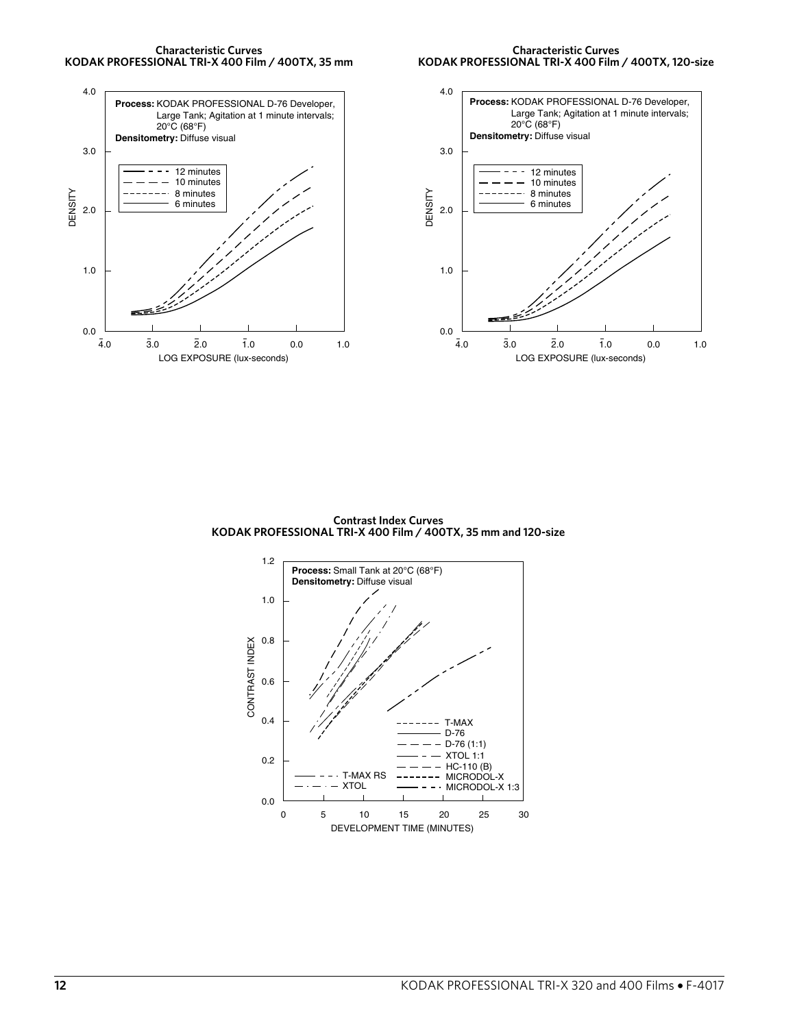**Characteristic Curves**
**KODAK PROFESSIONAL TRI-X 400 Film / 400TX, 35 mm**

**Process:** KODAK PROFESSIONAL D-76 Developer, Large Tank; Agitation at 1 minute intervals; 20°C (68°F)
**Densitometry:** Diffuse visual

- 12 minutes
- 10 minutes
- 8 minutes
- 6 minutes

DENSITY

LOG EXPOSURE (lux-seconds)

**Characteristic Curves**
**KODAK PROFESSIONAL TRI-X 400 Film / 400TX, 120-size**

**Process:** KODAK PROFESSIONAL D-76 Developer, Large Tank; Agitation at 1 minute intervals; 20°C (68°F)
**Densitometry:** Diffuse visual

- 12 minutes
- 10 minutes
- 8 minutes
- 6 minutes

DENSITY

LOG EXPOSURE (lux-seconds)

**Contrast Index Curves**
**KODAK PROFESSIONAL TRI-X 400 Film / 400TX, 35 mm and 120-size**

**Process:** Small Tank at 20°C (68°F)
**Densitometry:** Diffuse visual

- T-MAX
- D-76
- D-76 (1:1)
- XTOL 1:1
- HC-110 (B)
- MICRODOL-X
- MICRODOL-X 1:3
- T-MAX RS
- XTOL

CONTRAST INDEX

DEVELOPMENT TIME (MINUTES)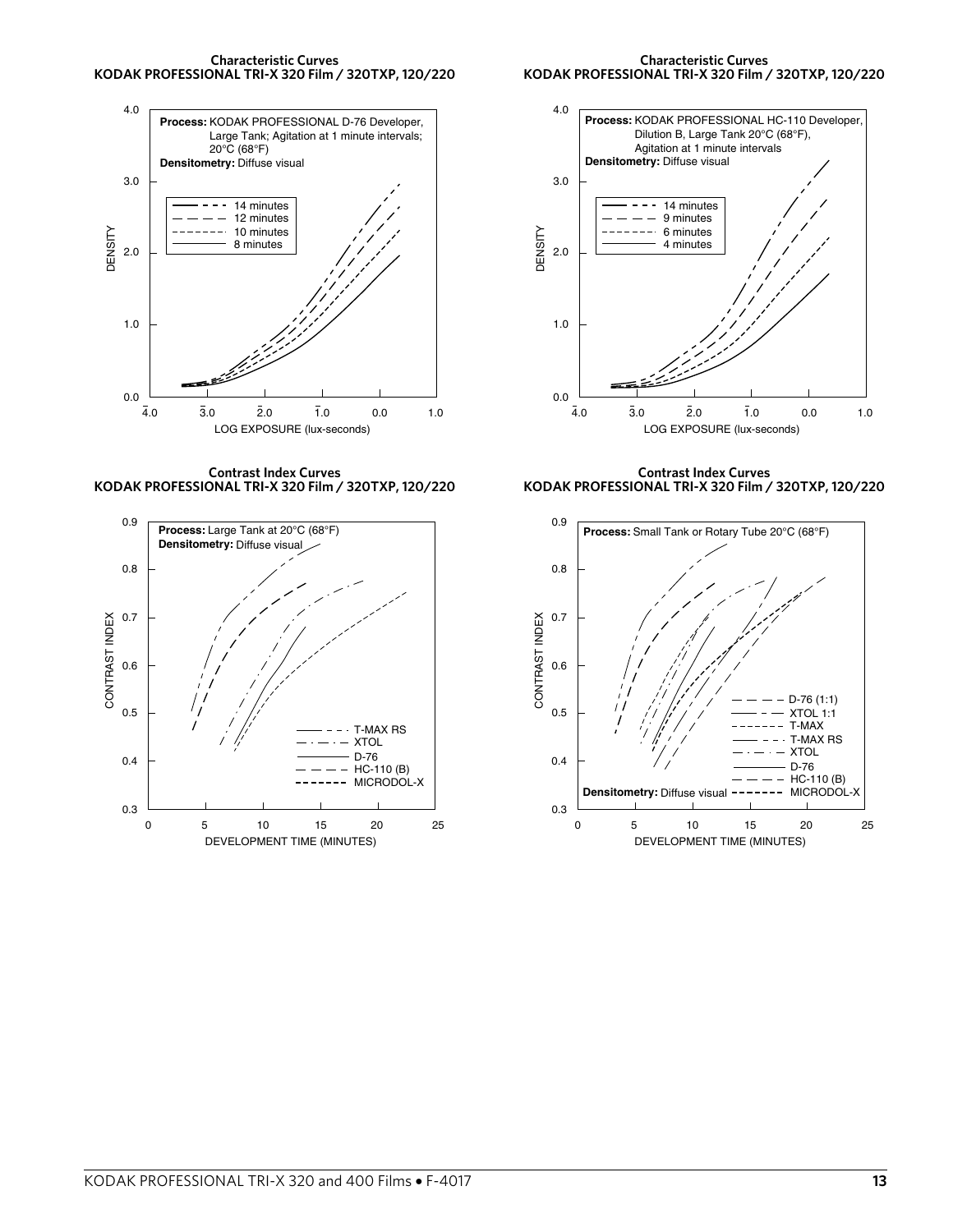### Characteristic Curves
### KODAK PROFESSIONAL TRI-X 320 Film / 320TXP, 120/220

**Process:** KODAK PROFESSIONAL D-76 Developer, Large Tank; Agitation at 1 minute intervals; 20°C (68°F)
**Densitometry:** Diffuse visual

- 14 minutes
- 12 minutes
- 10 minutes
- 8 minutes

DENSITY (0.0–4.0) vs. LOG EXPOSURE (lux-seconds) ($\bar{4}.0$ to 1.0)

### Characteristic Curves
### KODAK PROFESSIONAL TRI-X 320 Film / 320TXP, 120/220

**Process:** KODAK PROFESSIONAL HC-110 Developer, Dilution B, Large Tank 20°C (68°F), Agitation at 1 minute intervals
**Densitometry:** Diffuse visual

- 14 minutes
- 9 minutes
- 6 minutes
- 4 minutes

DENSITY (0.0–4.0) vs. LOG EXPOSURE (lux-seconds) ($\bar{4}.0$ to 1.0)

### Contrast Index Curves
### KODAK PROFESSIONAL TRI-X 320 Film / 320TXP, 120/220

**Process:** Large Tank at 20°C (68°F)
**Densitometry:** Diffuse visual

- T-MAX RS
- XTOL
- D-76
- HC-110 (B)
- MICRODOL-X

CONTRAST INDEX (0.3–0.9) vs. DEVELOPMENT TIME (MINUTES) (0–25)

### Contrast Index Curves
### KODAK PROFESSIONAL TRI-X 320 Film / 320TXP, 120/220

**Process:** Small Tank or Rotary Tube 20°C (68°F)
**Densitometry:** Diffuse visual

- D-76 (1:1)
- XTOL 1:1
- T-MAX
- T-MAX RS
- XTOL
- D-76
- HC-110 (B)
- MICRODOL-X

CONTRAST INDEX (0.3–0.9) vs. DEVELOPMENT TIME (MINUTES) (0–25)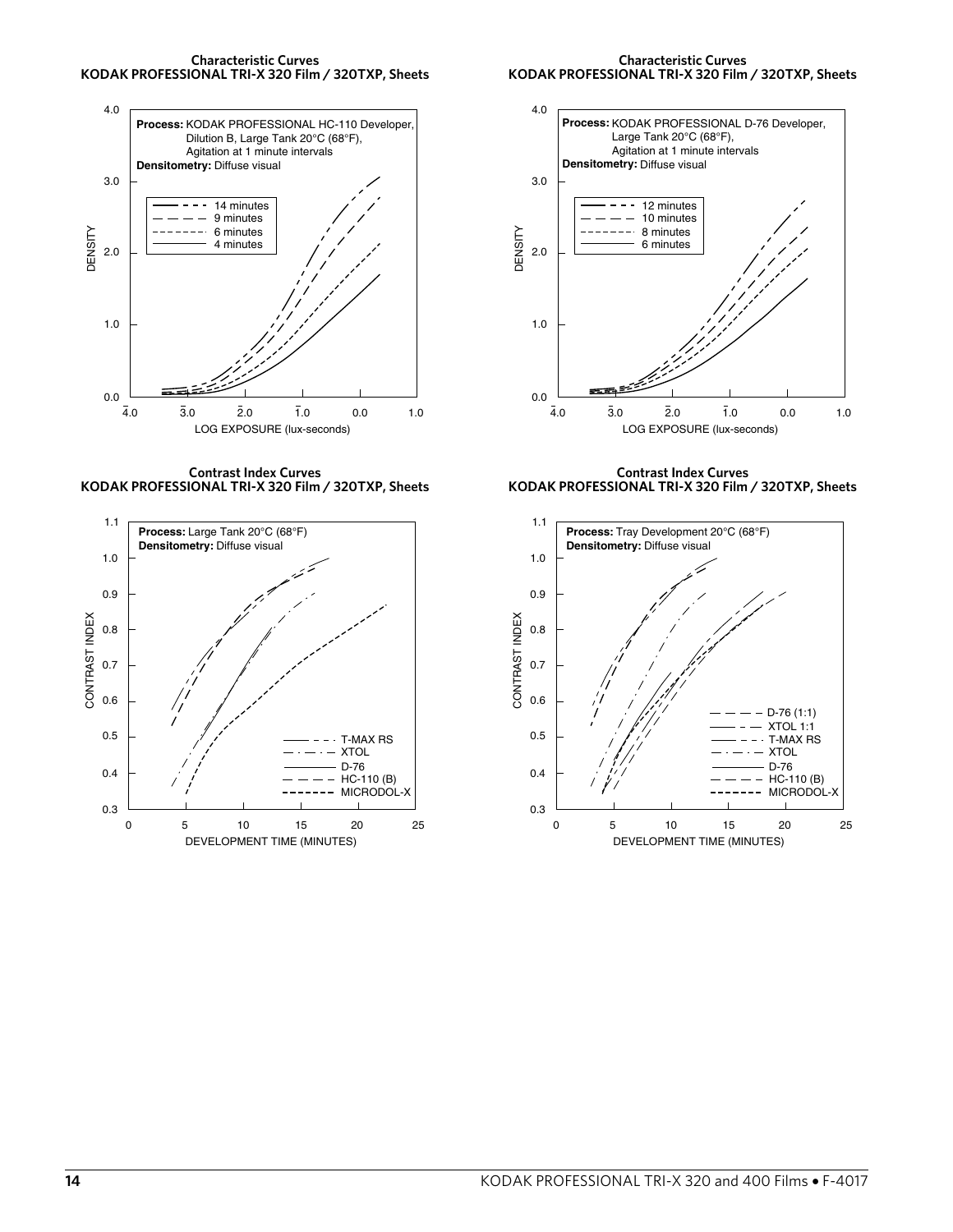**Characteristic Curves**
**KODAK PROFESSIONAL TRI-X 320 Film / 320TXP, Sheets**

**Process:** KODAK PROFESSIONAL HC-110 Developer, Dilution B, Large Tank 20°C (68°F), Agitation at 1 minute intervals
**Densitometry:** Diffuse visual

- 14 minutes
- 9 minutes
- 6 minutes
- 4 minutes

DENSITY (0.0–4.0) vs. LOG EXPOSURE (lux-seconds) ($\bar{4}.0$ to 1.0)

**Characteristic Curves**
**KODAK PROFESSIONAL TRI-X 320 Film / 320TXP, Sheets**

**Process:** KODAK PROFESSIONAL D-76 Developer, Large Tank 20°C (68°F), Agitation at 1 minute intervals
**Densitometry:** Diffuse visual

- 12 minutes
- 10 minutes
- 8 minutes
- 6 minutes

DENSITY (0.0–4.0) vs. LOG EXPOSURE (lux-seconds) ($\bar{4}.0$ to 1.0)

**Contrast Index Curves**
**KODAK PROFESSIONAL TRI-X 320 Film / 320TXP, Sheets**

**Process:** Large Tank 20°C (68°F)
**Densitometry:** Diffuse visual

- T-MAX RS
- XTOL
- D-76
- HC-110 (B)
- MICRODOL-X

CONTRAST INDEX (0.3–1.1) vs. DEVELOPMENT TIME (MINUTES) (0–25)

**Contrast Index Curves**
**KODAK PROFESSIONAL TRI-X 320 Film / 320TXP, Sheets**

**Process:** Tray Development 20°C (68°F)
**Densitometry:** Diffuse visual

- D-76 (1:1)
- XTOL 1:1
- T-MAX RS
- XTOL
- D-76
- HC-110 (B)
- MICRODOL-X

CONTRAST INDEX (0.3–1.1) vs. DEVELOPMENT TIME (MINUTES) (0–25)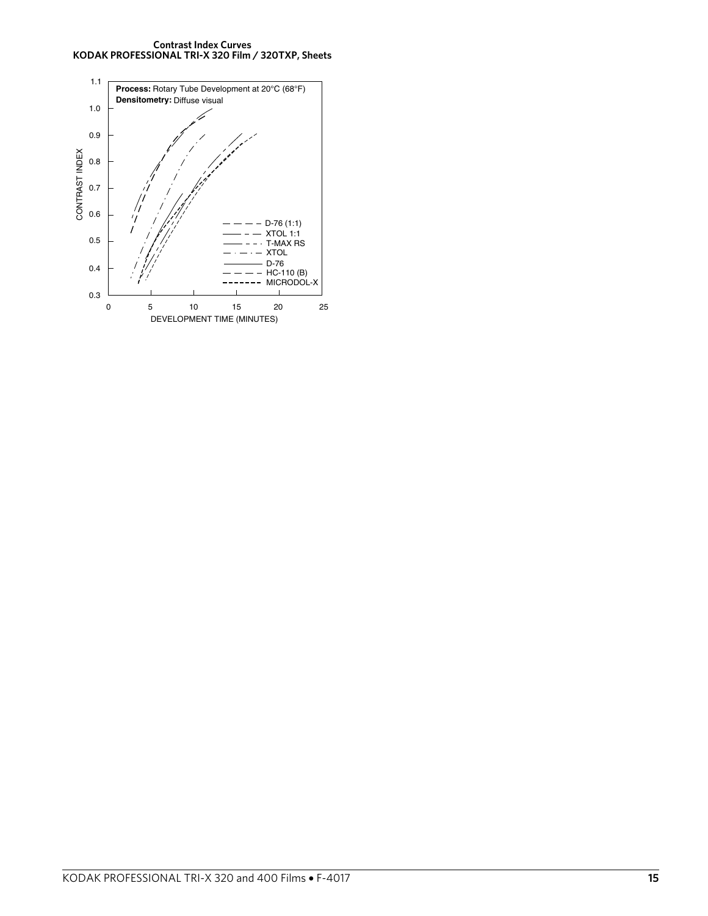**Contrast Index Curves**
**KODAK PROFESSIONAL TRI-X 320 Film / 320TXP, Sheets**

**Process:** Rotary Tube Development at 20°C (68°F)
**Densitometry:** Diffuse visual

CONTRAST INDEX

1.1
1.0
0.9
0.8
0.7
0.6
0.5
0.4
0.3

0 5 10 15 20 25

DEVELOPMENT TIME (MINUTES)

D-76 (1:1)
XTOL 1:1
T-MAX RS
XTOL
D-76
HC-110 (B)
MICRODOL-X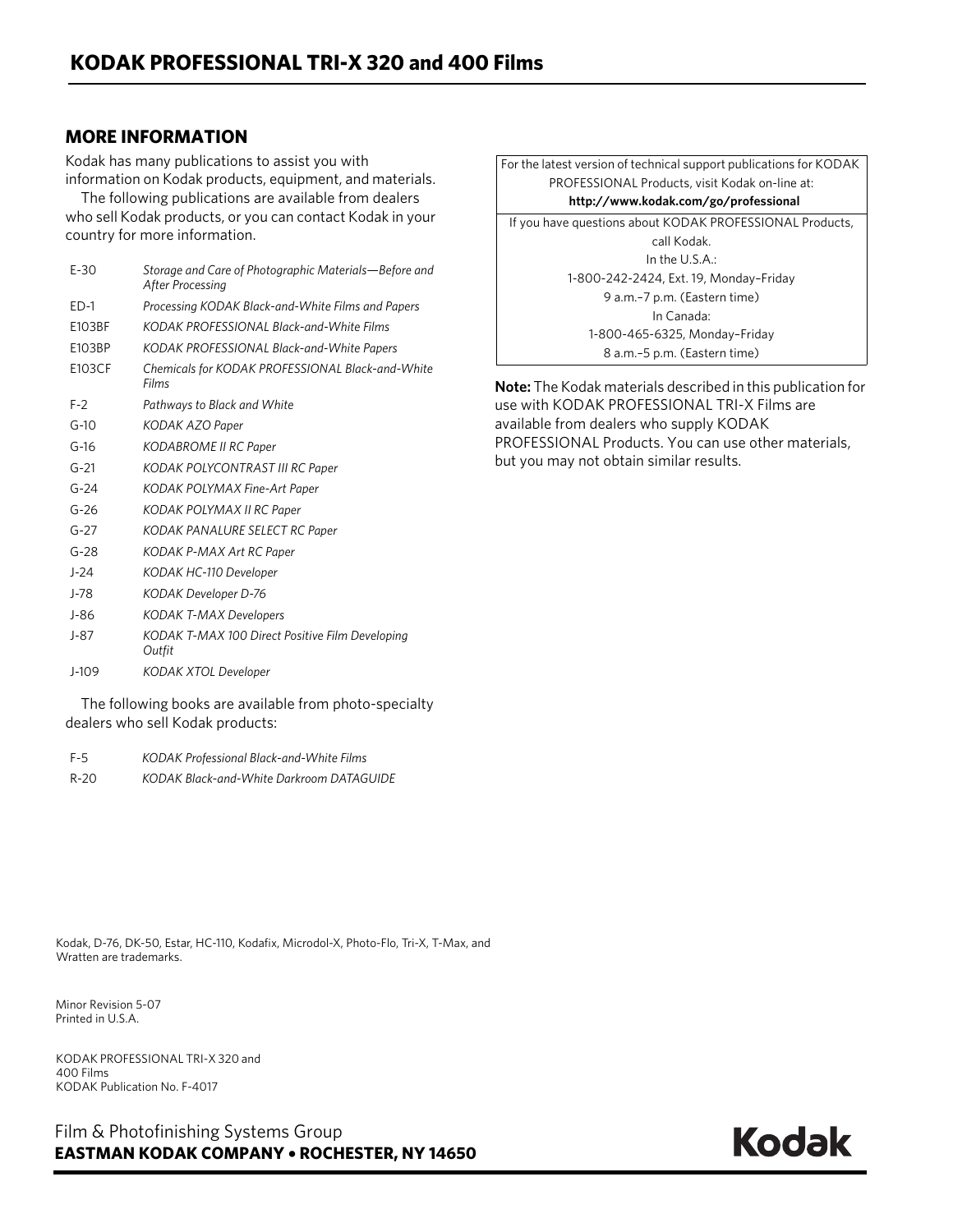## MORE INFORMATION

Kodak has many publications to assist you with information on Kodak products, equipment, and materials.

The following publications are available from dealers who sell Kodak products, or you can contact Kodak in your country for more information.

| | |
|---|---|
| E-30 | *Storage and Care of Photographic Materials—Before and After Processing* |
| ED-1 | *Processing KODAK Black-and-White Films and Papers* |
| E103BF | *KODAK PROFESSIONAL Black-and-White Films* |
| E103BP | *KODAK PROFESSIONAL Black-and-White Papers* |
| E103CF | *Chemicals for KODAK PROFESSIONAL Black-and-White Films* |
| F-2 | *Pathways to Black and White* |
| G-10 | *KODAK AZO Paper* |
| G-16 | *KODABROME II RC Paper* |
| G-21 | *KODAK POLYCONTRAST III RC Paper* |
| G-24 | *KODAK POLYMAX Fine-Art Paper* |
| G-26 | *KODAK POLYMAX II RC Paper* |
| G-27 | *KODAK PANALURE SELECT RC Paper* |
| G-28 | *KODAK P-MAX Art RC Paper* |
| J-24 | *KODAK HC-110 Developer* |
| J-78 | *KODAK Developer D-76* |
| J-86 | *KODAK T-MAX Developers* |
| J-87 | *KODAK T-MAX 100 Direct Positive Film Developing Outfit* |
| J-109 | *KODAK XTOL Developer* |

The following books are available from photo-specialty dealers who sell Kodak products:

| | |
|---|---|
| F-5 | *KODAK Professional Black-and-White Films* |
| R-20 | *KODAK Black-and-White Darkroom DATAGUIDE* |

For the latest version of technical support publications for KODAK PROFESSIONAL Products, visit Kodak on-line at:
**http://www.kodak.com/go/professional**

If you have questions about KODAK PROFESSIONAL Products, call Kodak.
In the U.S.A.:
1-800-242-2424, Ext. 19, Monday–Friday
9 a.m.–7 p.m. (Eastern time)
In Canada:
1-800-465-6325, Monday–Friday
8 a.m.–5 p.m. (Eastern time)

**Note:** The Kodak materials described in this publication for use with KODAK PROFESSIONAL TRI-X Films are available from dealers who supply KODAK PROFESSIONAL Products. You can use other materials, but you may not obtain similar results.

Kodak, D-76, DK-50, Estar, HC-110, Kodafix, Microdol-X, Photo-Flo, Tri-X, T-Max, and Wratten are trademarks.

Minor Revision 5-07
Printed in U.S.A.

KODAK PROFESSIONAL TRI-X 320 and 400 Films
KODAK Publication No. F-4017

Film & Photofinishing Systems Group
**EASTMAN KODAK COMPANY • ROCHESTER, NY 14650**

Kodak